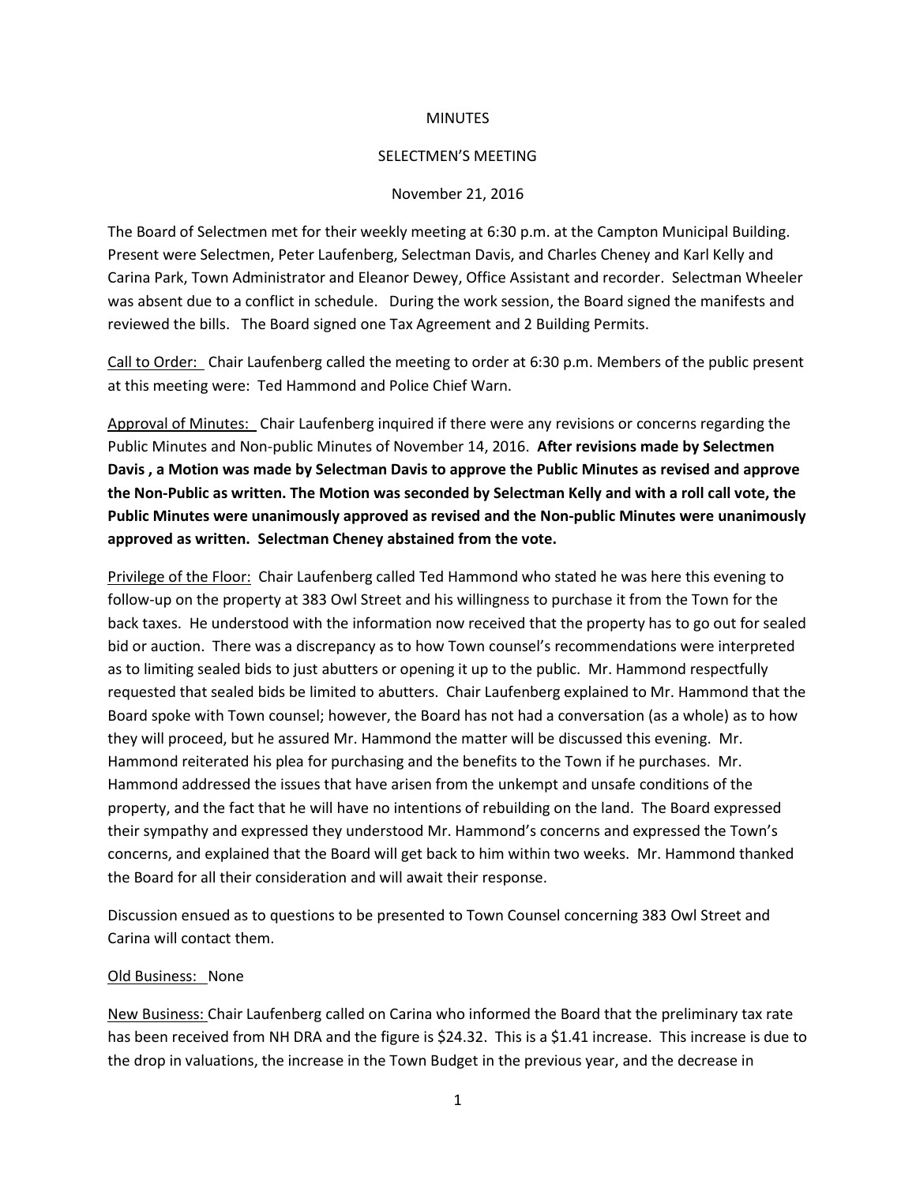MINUTES

SELECTMEN'S MEETING

November 21, 2016

The Board of Selectmen met for their weekly meeting at 6:30 p.m. at the Campton Municipal Building. Present were Selectmen, Peter Laufenberg, Selectman Davis, and Charles Cheney and Karl Kelly and Carina Park, Town Administrator and Eleanor Dewey, Office Assistant and recorder. Selectman Wheeler was absent due to a conflict in schedule. During the work session, the Board signed the manifests and reviewed the bills. The Board signed one Tax Agreement and 2 Building Permits.

Call to Order: Chair Laufenberg called the meeting to order at 6:30 p.m. Members of the public present at this meeting were: Ted Hammond and Police Chief Warn.

Approval of Minutes: Chair Laufenberg inquired if there were any revisions or concerns regarding the Public Minutes and Non-public Minutes of November 14, 2016. **After revisions made by Selectmen Davis , a Motion was made by Selectman Davis to approve the Public Minutes as revised and approve the Non-Public as written. The Motion was seconded by Selectman Kelly and with a roll call vote, the Public Minutes were unanimously approved as revised and the Non-public Minutes were unanimously approved as written. Selectman Cheney abstained from the vote.**

Privilege of the Floor: Chair Laufenberg called Ted Hammond who stated he was here this evening to follow-up on the property at 383 Owl Street and his willingness to purchase it from the Town for the back taxes. He understood with the information now received that the property has to go out for sealed bid or auction. There was a discrepancy as to how Town counsel's recommendations were interpreted as to limiting sealed bids to just abutters or opening it up to the public. Mr. Hammond respectfully requested that sealed bids be limited to abutters. Chair Laufenberg explained to Mr. Hammond that the Board spoke with Town counsel; however, the Board has not had a conversation (as a whole) as to how they will proceed, but he assured Mr. Hammond the matter will be discussed this evening. Mr. Hammond reiterated his plea for purchasing and the benefits to the Town if he purchases. Mr. Hammond addressed the issues that have arisen from the unkempt and unsafe conditions of the property, and the fact that he will have no intentions of rebuilding on the land. The Board expressed their sympathy and expressed they understood Mr. Hammond's concerns and expressed the Town's concerns, and explained that the Board will get back to him within two weeks. Mr. Hammond thanked the Board for all their consideration and will await their response.

Discussion ensued as to questions to be presented to Town Counsel concerning 383 Owl Street and Carina will contact them.

Old Business: None

New Business: Chair Laufenberg called on Carina who informed the Board that the preliminary tax rate has been received from NH DRA and the figure is $24.32. This is a $1.41 increase. This increase is due to the drop in valuations, the increase in the Town Budget in the previous year, and the decrease in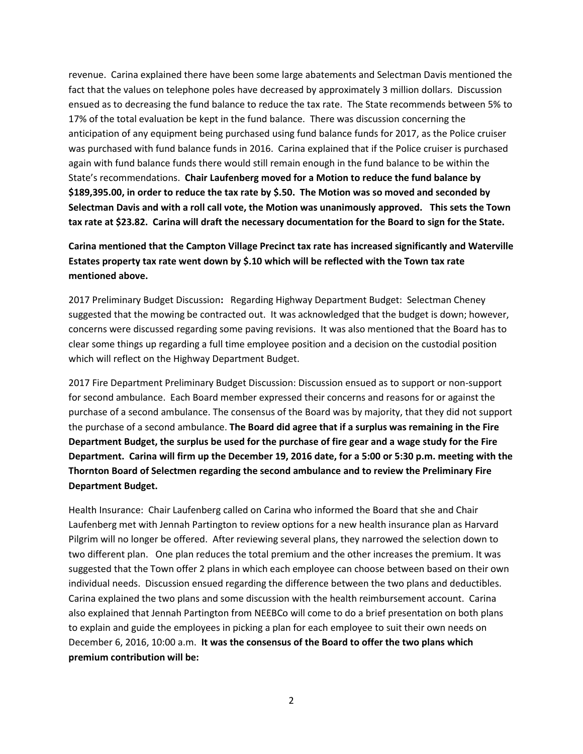revenue. Carina explained there have been some large abatements and Selectman Davis mentioned the fact that the values on telephone poles have decreased by approximately 3 million dollars. Discussion ensued as to decreasing the fund balance to reduce the tax rate. The State recommends between 5% to 17% of the total evaluation be kept in the fund balance. There was discussion concerning the anticipation of any equipment being purchased using fund balance funds for 2017, as the Police cruiser was purchased with fund balance funds in 2016. Carina explained that if the Police cruiser is purchased again with fund balance funds there would still remain enough in the fund balance to be within the State's recommendations. **Chair Laufenberg moved for a Motion to reduce the fund balance by $189,395.00, in order to reduce the tax rate by $.50. The Motion was so moved and seconded by Selectman Davis and with a roll call vote, the Motion was unanimously approved. This sets the Town tax rate at $23.82. Carina will draft the necessary documentation for the Board to sign for the State.**

**Carina mentioned that the Campton Village Precinct tax rate has increased significantly and Waterville Estates property tax rate went down by $.10 which will be reflected with the Town tax rate mentioned above.**

2017 Preliminary Budget Discussion**:** Regarding Highway Department Budget: Selectman Cheney suggested that the mowing be contracted out. It was acknowledged that the budget is down; however, concerns were discussed regarding some paving revisions. It was also mentioned that the Board has to clear some things up regarding a full time employee position and a decision on the custodial position which will reflect on the Highway Department Budget.

2017 Fire Department Preliminary Budget Discussion: Discussion ensued as to support or non-support for second ambulance. Each Board member expressed their concerns and reasons for or against the purchase of a second ambulance. The consensus of the Board was by majority, that they did not support the purchase of a second ambulance. **The Board did agree that if a surplus was remaining in the Fire Department Budget, the surplus be used for the purchase of fire gear and a wage study for the Fire Department. Carina will firm up the December 19, 2016 date, for a 5:00 or 5:30 p.m. meeting with the Thornton Board of Selectmen regarding the second ambulance and to review the Preliminary Fire Department Budget.**

Health Insurance: Chair Laufenberg called on Carina who informed the Board that she and Chair Laufenberg met with Jennah Partington to review options for a new health insurance plan as Harvard Pilgrim will no longer be offered. After reviewing several plans, they narrowed the selection down to two different plan. One plan reduces the total premium and the other increases the premium. It was suggested that the Town offer 2 plans in which each employee can choose between based on their own individual needs. Discussion ensued regarding the difference between the two plans and deductibles. Carina explained the two plans and some discussion with the health reimbursement account. Carina also explained that Jennah Partington from NEEBCo will come to do a brief presentation on both plans to explain and guide the employees in picking a plan for each employee to suit their own needs on December 6, 2016, 10:00 a.m. **It was the consensus of the Board to offer the two plans which premium contribution will be:**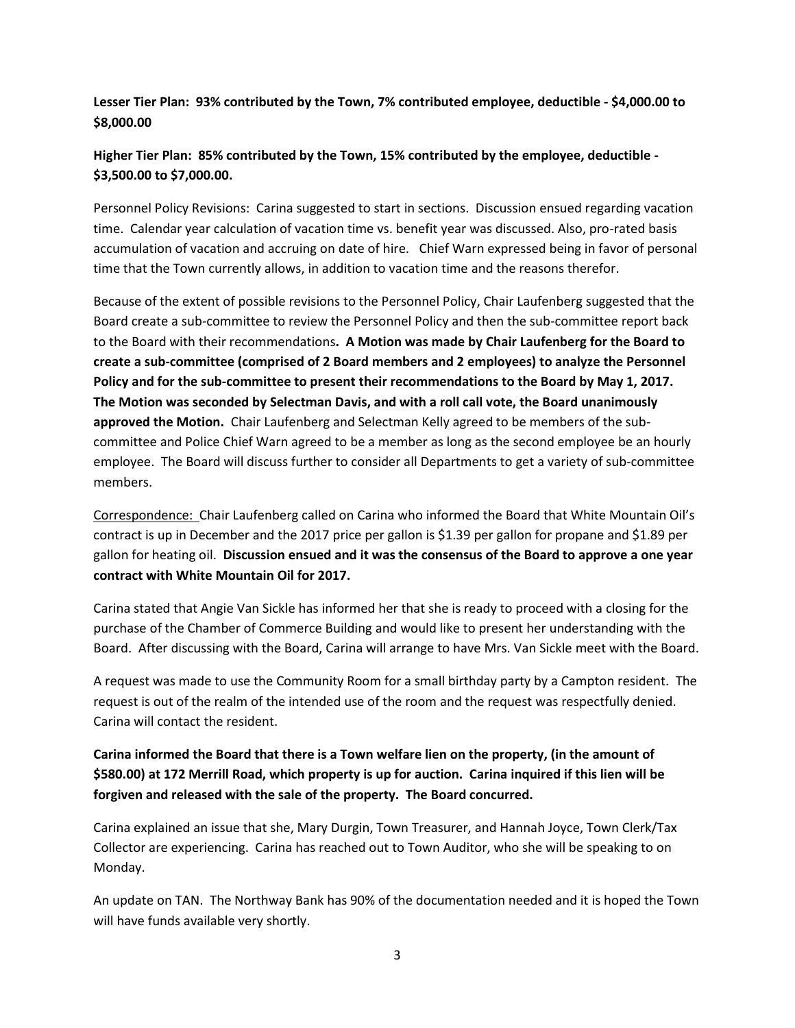**Lesser Tier Plan: 93% contributed by the Town, 7% contributed employee, deductible - $4,000.00 to $8,000.00**

**Higher Tier Plan: 85% contributed by the Town, 15% contributed by the employee, deductible - $3,500.00 to $7,000.00.**

Personnel Policy Revisions: Carina suggested to start in sections. Discussion ensued regarding vacation time. Calendar year calculation of vacation time vs. benefit year was discussed. Also, pro-rated basis accumulation of vacation and accruing on date of hire. Chief Warn expressed being in favor of personal time that the Town currently allows, in addition to vacation time and the reasons therefor.

Because of the extent of possible revisions to the Personnel Policy, Chair Laufenberg suggested that the Board create a sub-committee to review the Personnel Policy and then the sub-committee report back to the Board with their recommendations**. A Motion was made by Chair Laufenberg for the Board to create a sub-committee (comprised of 2 Board members and 2 employees) to analyze the Personnel Policy and for the sub-committee to present their recommendations to the Board by May 1, 2017. The Motion was seconded by Selectman Davis, and with a roll call vote, the Board unanimously approved the Motion.** Chair Laufenberg and Selectman Kelly agreed to be members of the sub-committee and Police Chief Warn agreed to be a member as long as the second employee be an hourly employee. The Board will discuss further to consider all Departments to get a variety of sub-committee members.

Correspondence: Chair Laufenberg called on Carina who informed the Board that White Mountain Oil's contract is up in December and the 2017 price per gallon is $1.39 per gallon for propane and $1.89 per gallon for heating oil. **Discussion ensued and it was the consensus of the Board to approve a one year contract with White Mountain Oil for 2017.**

Carina stated that Angie Van Sickle has informed her that she is ready to proceed with a closing for the purchase of the Chamber of Commerce Building and would like to present her understanding with the Board. After discussing with the Board, Carina will arrange to have Mrs. Van Sickle meet with the Board.

A request was made to use the Community Room for a small birthday party by a Campton resident. The request is out of the realm of the intended use of the room and the request was respectfully denied. Carina will contact the resident.

**Carina informed the Board that there is a Town welfare lien on the property, (in the amount of $580.00) at 172 Merrill Road, which property is up for auction. Carina inquired if this lien will be forgiven and released with the sale of the property. The Board concurred.**

Carina explained an issue that she, Mary Durgin, Town Treasurer, and Hannah Joyce, Town Clerk/Tax Collector are experiencing. Carina has reached out to Town Auditor, who she will be speaking to on Monday.

An update on TAN. The Northway Bank has 90% of the documentation needed and it is hoped the Town will have funds available very shortly.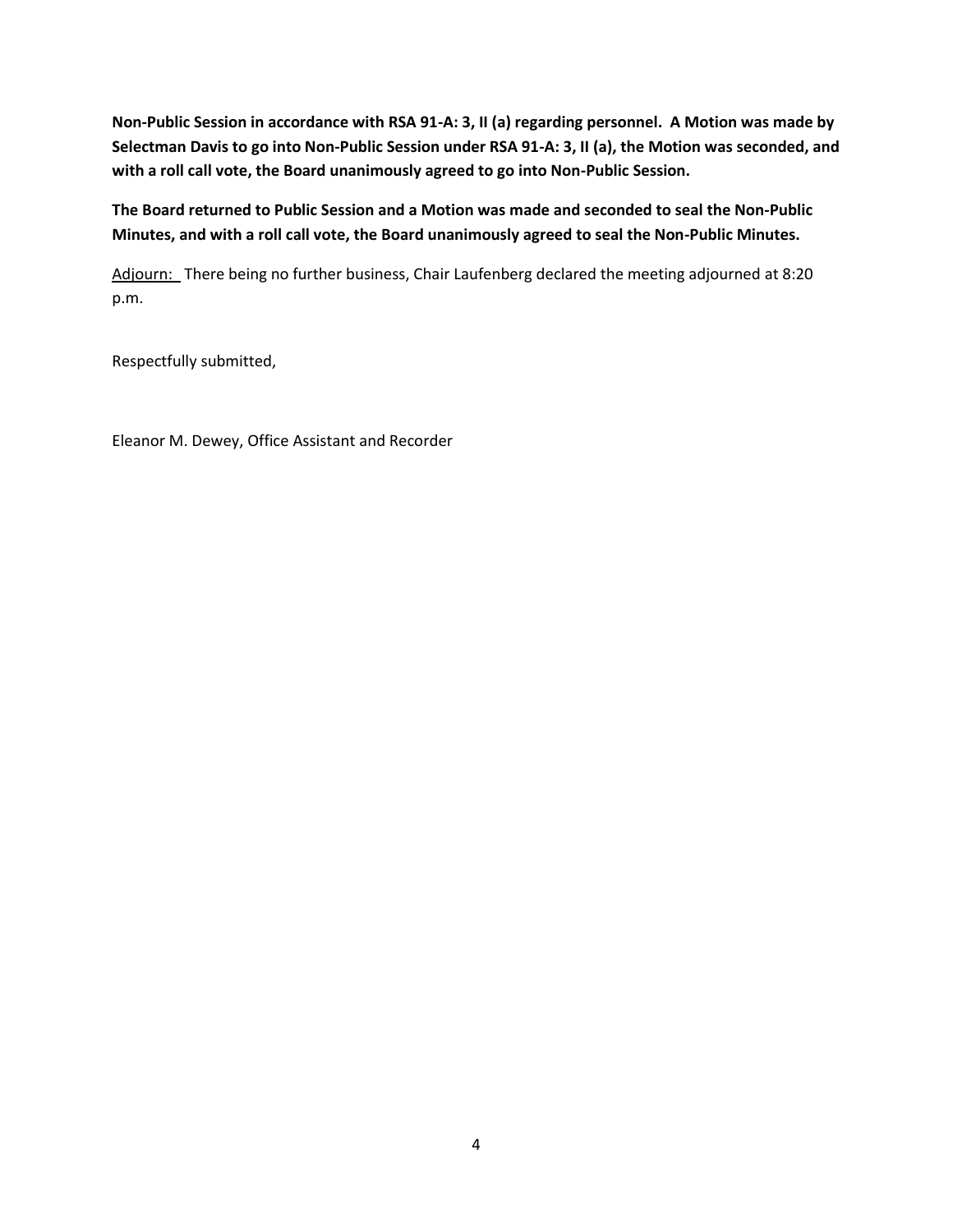**Non-Public Session in accordance with RSA 91-A: 3, II (a) regarding personnel. A Motion was made by Selectman Davis to go into Non-Public Session under RSA 91-A: 3, II (a), the Motion was seconded, and with a roll call vote, the Board unanimously agreed to go into Non-Public Session.**

**The Board returned to Public Session and a Motion was made and seconded to seal the Non-Public Minutes, and with a roll call vote, the Board unanimously agreed to seal the Non-Public Minutes.**

Adjourn: There being no further business, Chair Laufenberg declared the meeting adjourned at 8:20 p.m.

Respectfully submitted,

Eleanor M. Dewey, Office Assistant and Recorder